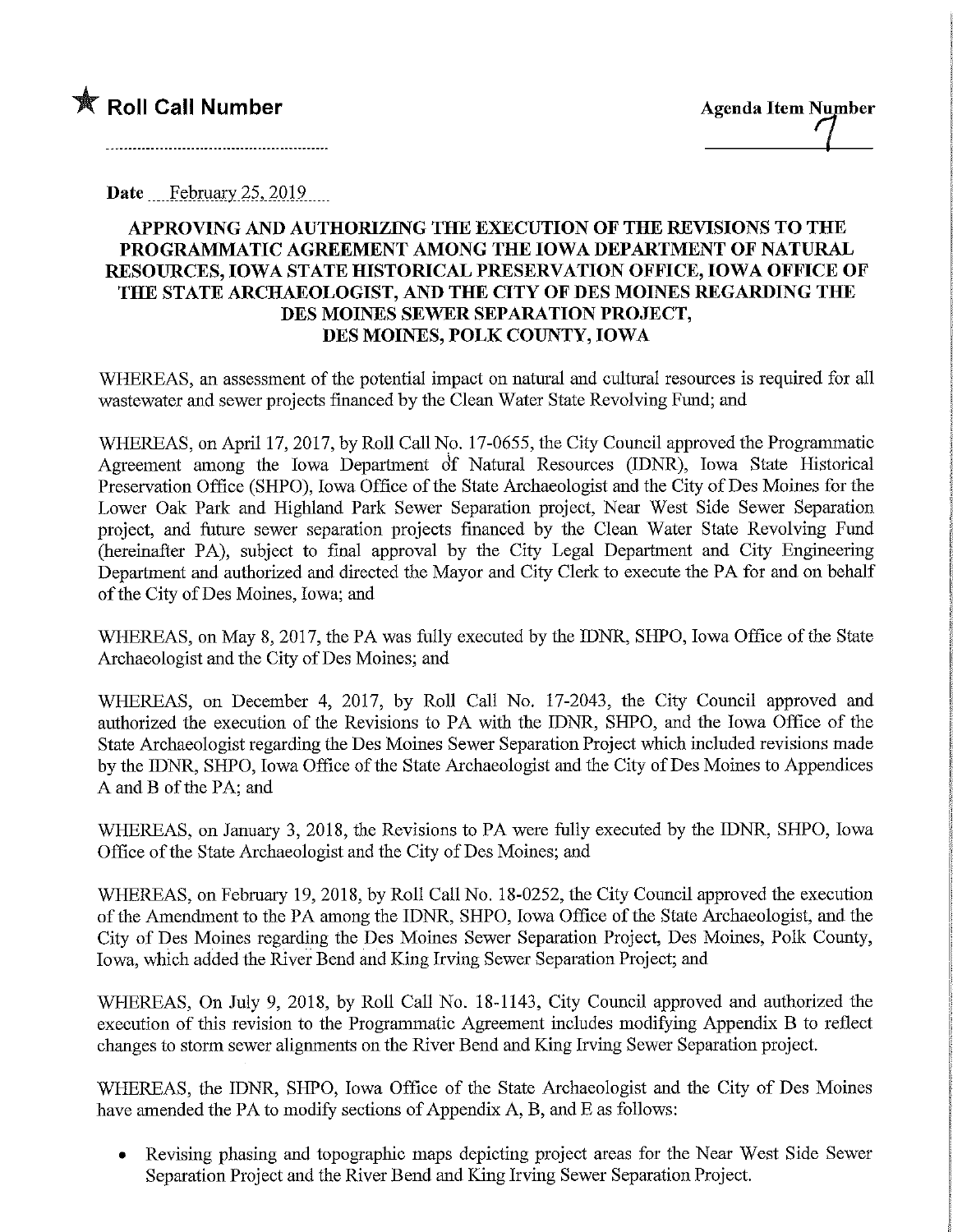★ **Roll Call Number**

..........................................................

**Agenda Item Number**

7

Date February 25, 2019

**APPROVING AND AUTHORIZING THE EXECUTION OF THE REVISIONS TO THE PROGRAMMATIC AGREEMENT AMONG THE IOWA DEPARTMENT OF NATURAL RESOURCES, IOWA STATE HISTORICAL PRESERVATION OFFICE, IOWA OFFICE OF THE STATE ARCHAEOLOGIST, AND THE CITY OF DES MOINES REGARDING THE DES MOINES SEWER SEPARATION PROJECT, DES MOINES, POLK COUNTY, IOWA**

WHEREAS, an assessment of the potential impact on natural and cultural resources is required for all wastewater and sewer projects financed by the Clean Water State Revolving Fund; and

WHEREAS, on April 17, 2017, by Roll Call No. 17-0655, the City Council approved the Programmatic Agreement among the Iowa Department of Natural Resources (IDNR), Iowa State Historical Preservation Office (SHPO), Iowa Office of the State Archaeologist and the City of Des Moines for the Lower Oak Park and Highland Park Sewer Separation project, Near West Side Sewer Separation project, and future sewer separation projects financed by the Clean Water State Revolving Fund (hereinafter PA), subject to final approval by the City Legal Department and City Engineering Department and authorized and directed the Mayor and City Clerk to execute the PA for and on behalf of the City of Des Moines, Iowa; and

WHEREAS, on May 8, 2017, the PA was fully executed by the IDNR, SHPO, Iowa Office of the State Archaeologist and the City of Des Moines; and

WHEREAS, on December 4, 2017, by Roll Call No. 17-2043, the City Council approved and authorized the execution of the Revisions to PA with the IDNR, SHPO, and the Iowa Office of the State Archaeologist regarding the Des Moines Sewer Separation Project which included revisions made by the IDNR, SHPO, Iowa Office of the State Archaeologist and the City of Des Moines to Appendices A and B of the PA; and

WHEREAS, on January 3, 2018, the Revisions to PA were fully executed by the IDNR, SHPO, Iowa Office of the State Archaeologist and the City of Des Moines; and

WHEREAS, on February 19, 2018, by Roll Call No. 18-0252, the City Council approved the execution of the Amendment to the PA among the IDNR, SHPO, Iowa Office of the State Archaeologist, and the City of Des Moines regarding the Des Moines Sewer Separation Project, Des Moines, Polk County, Iowa, which added the River Bend and King Irving Sewer Separation Project; and

WHEREAS, On July 9, 2018, by Roll Call No. 18-1143, City Council approved and authorized the execution of this revision to the Programmatic Agreement includes modifying Appendix B to reflect changes to storm sewer alignments on the River Bend and King Irving Sewer Separation project.

WHEREAS, the IDNR, SHPO, Iowa Office of the State Archaeologist and the City of Des Moines have amended the PA to modify sections of Appendix A, B, and E as follows:

- Revising phasing and topographic maps depicting project areas for the Near West Side Sewer Separation Project and the River Bend and King Irving Sewer Separation Project.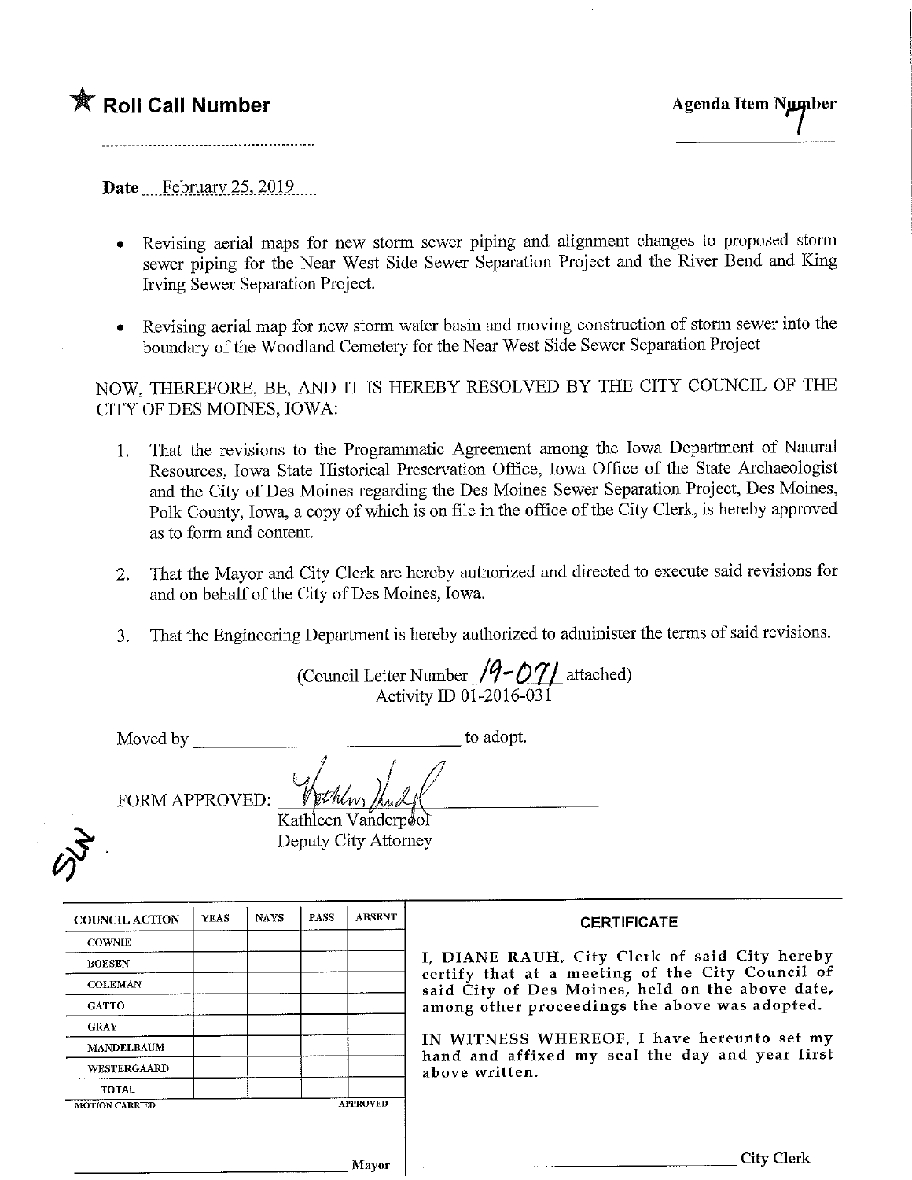★ **Roll Call Number**

..................................................

**Agenda Item Number**

7

**Date** February 25, 2019

- Revising aerial maps for new storm sewer piping and alignment changes to proposed storm sewer piping for the Near West Side Sewer Separation Project and the River Bend and King Irving Sewer Separation Project.

- Revising aerial map for new storm water basin and moving construction of storm sewer into the boundary of the Woodland Cemetery for the Near West Side Sewer Separation Project

NOW, THEREFORE, BE, AND IT IS HEREBY RESOLVED BY THE CITY COUNCIL OF THE CITY OF DES MOINES, IOWA:

1. That the revisions to the Programmatic Agreement among the Iowa Department of Natural Resources, Iowa State Historical Preservation Office, Iowa Office of the State Archaeologist and the City of Des Moines regarding the Des Moines Sewer Separation Project, Des Moines, Polk County, Iowa, a copy of which is on file in the office of the City Clerk, is hereby approved as to form and content.

2. That the Mayor and City Clerk are hereby authorized and directed to execute said revisions for and on behalf of the City of Des Moines, Iowa.

3. That the Engineering Department is hereby authorized to administer the terms of said revisions.

(Council Letter Number 19-071 attached)
Activity ID 01-2016-031

Moved by ______________________________ to adopt.

FORM APPROVED: [signature]
Kathleen Vanderpool
Deputy City Attorney

SLN

| COUNCIL ACTION | YEAS | NAYS | PASS | ABSENT |
|---|---|---|---|---|
| COWNIE | | | | |
| BOESEN | | | | |
| COLEMAN | | | | |
| GATTO | | | | |
| GRAY | | | | |
| MANDELBAUM | | | | |
| WESTERGAARD | | | | |
| TOTAL | | | | |
| MOTION CARRIED | | | | APPROVED |

______________________________ Mayor

**CERTIFICATE**

I, DIANE RAUH, City Clerk of said City hereby certify that at a meeting of the City Council of said City of Des Moines, held on the above date, among other proceedings the above was adopted.

IN WITNESS WHEREOF, I have hereunto set my hand and affixed my seal the day and year first above written.

______________________________ City Clerk